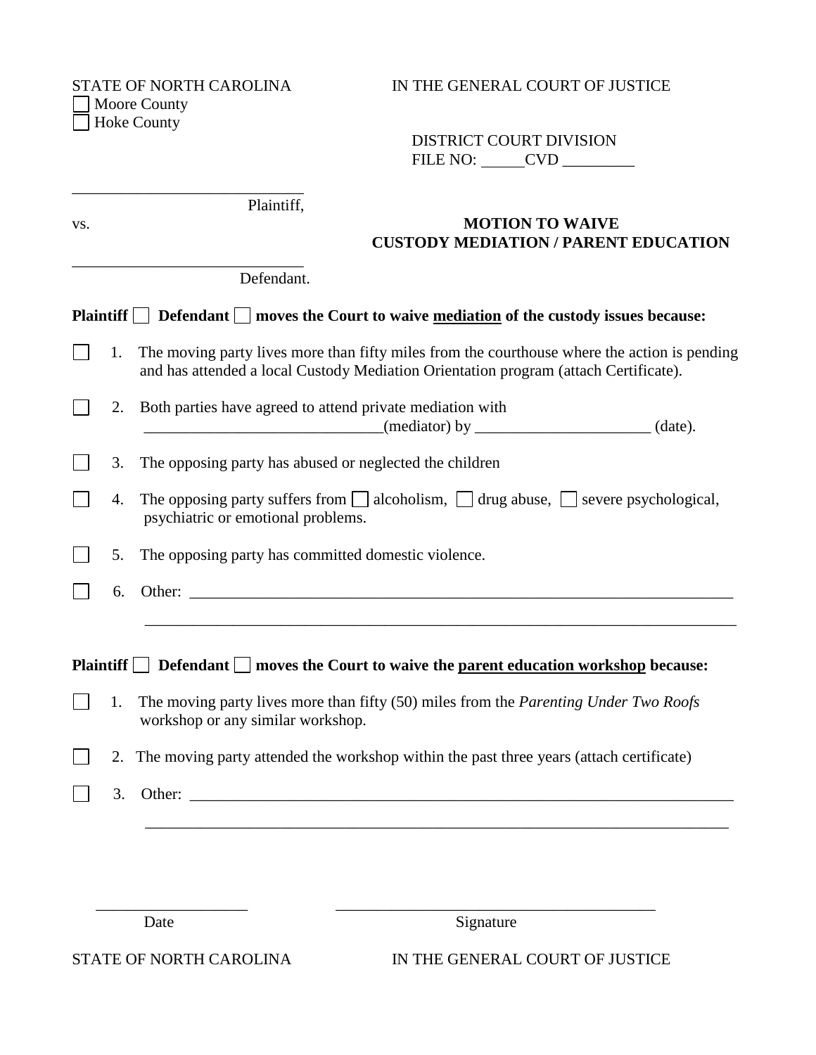STATE OF NORTH CAROLINA

☐ Moore County

☐ Hoke County

IN THE GENERAL COURT OF JUSTICE

DISTRICT COURT DIVISION

FILE NO: _____CVD _________

_____________________________

Plaintiff,

vs.

_____________________________

Defendant.

**MOTION TO WAIVE**
**CUSTODY MEDIATION / PARENT EDUCATION**

**Plaintiff ☐ Defendant ☐ moves the Court to waive mediation of the custody issues because:**

☐ 1. The moving party lives more than fifty miles from the courthouse where the action is pending and has attended a local Custody Mediation Orientation program (attach Certificate).

☐ 2. Both parties have agreed to attend private mediation with ______________________________(mediator) by ______________________ (date).

☐ 3. The opposing party has abused or neglected the children

☐ 4. The opposing party suffers from ☐ alcoholism, ☐ drug abuse, ☐ severe psychological, psychiatric or emotional problems.

☐ 5. The opposing party has committed domestic violence.

☐ 6. Other: ______________________________________________________________________

______________________________________________________________________________

**Plaintiff ☐ Defendant ☐ moves the Court to waive the parent education workshop because:**

☐ 1. The moving party lives more than fifty (50) miles from the *Parenting Under Two Roofs* workshop or any similar workshop.

☐ 2. The moving party attended the workshop within the past three years (attach certificate)

☐ 3. Other: ______________________________________________________________________

______________________________________________________________________________

___________________ Date

________________________________________ Signature

STATE OF NORTH CAROLINA

IN THE GENERAL COURT OF JUSTICE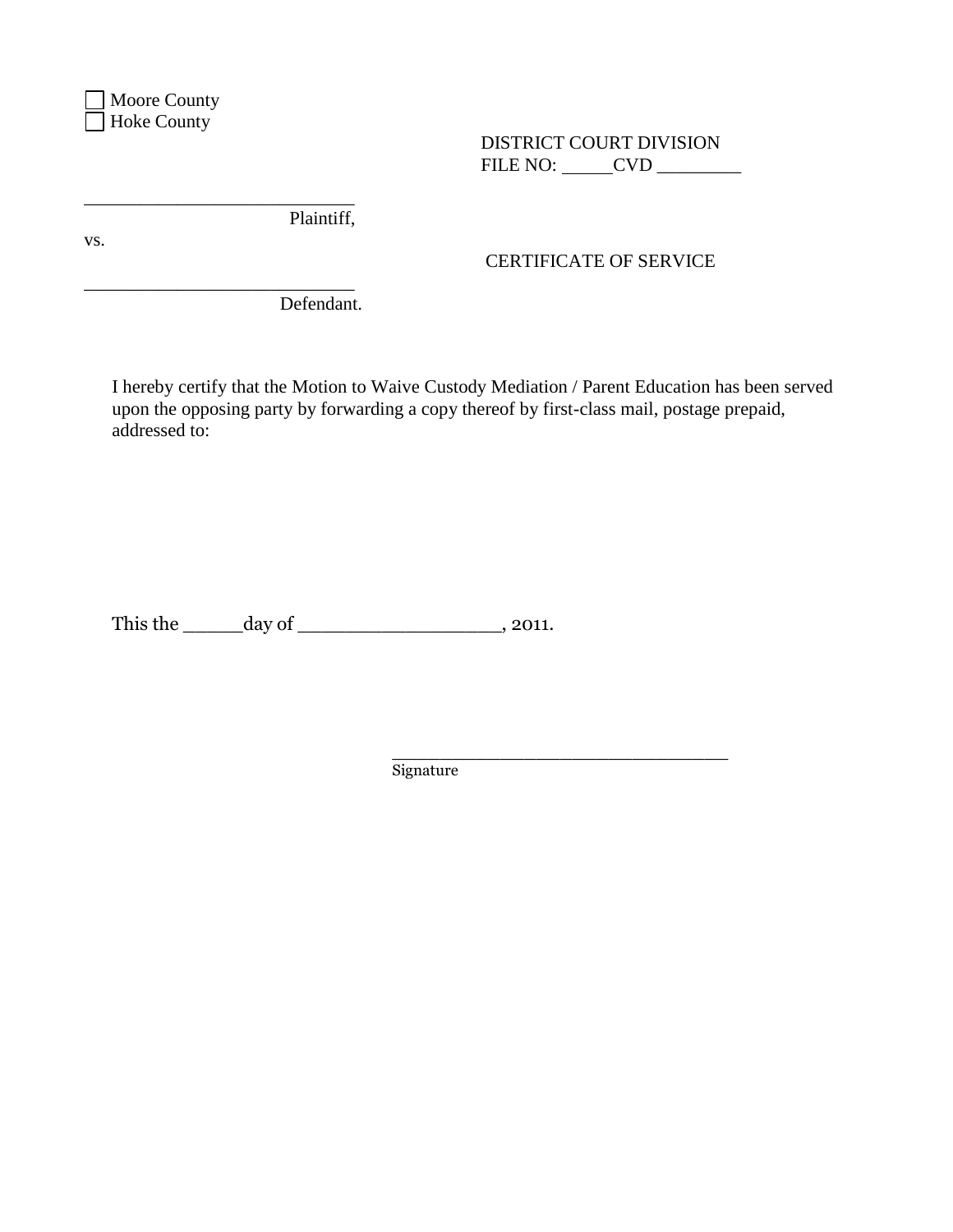☐ Moore County
☐ Hoke County

DISTRICT COURT DIVISION
FILE NO: _____CVD _________

___________________________
Plaintiff,

vs.

CERTIFICATE OF SERVICE

___________________________
Defendant.

I hereby certify that the Motion to Waive Custody Mediation / Parent Education has been served upon the opposing party by forwarding a copy thereof by first-class mail, postage prepaid, addressed to:

This the _____day of __________________, 2011.

_________________________________
Signature